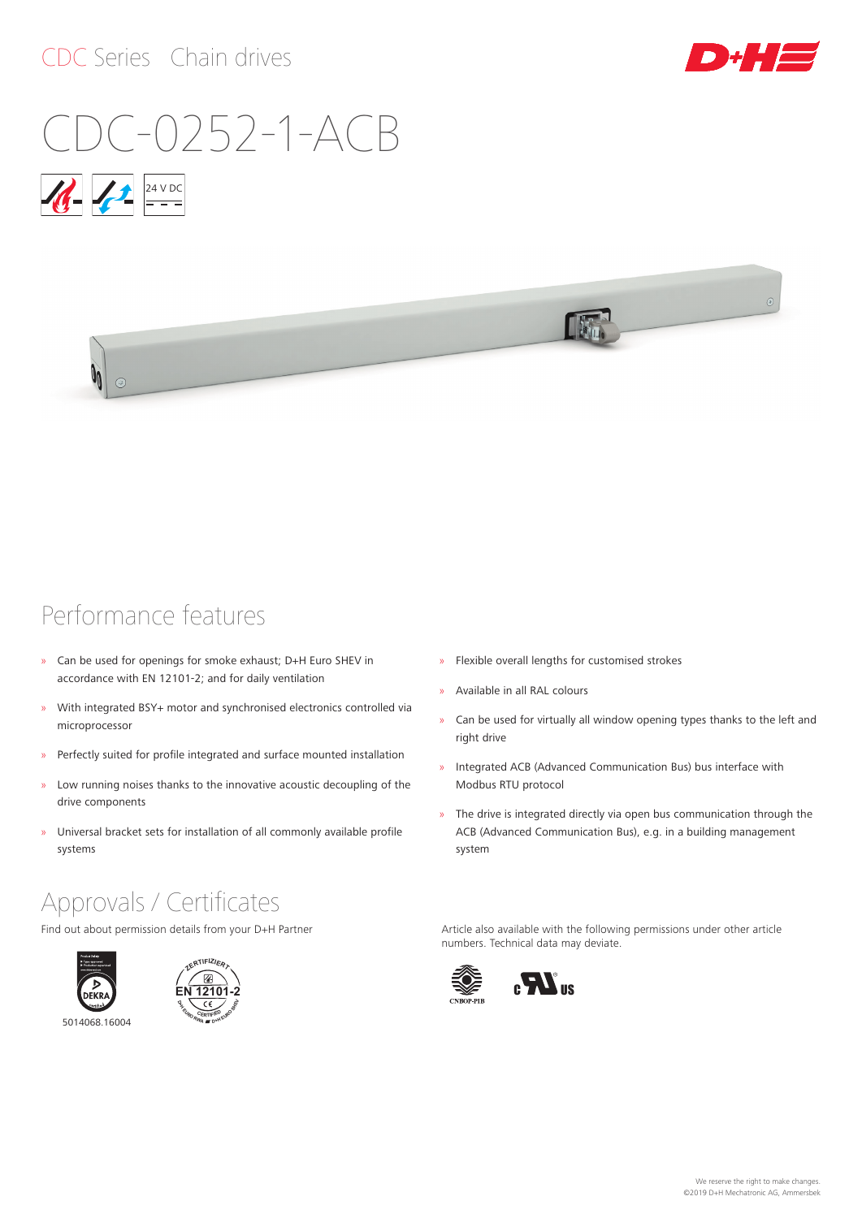CDC Series Chain drives

# CDC-0252-1-ACB

24 V DC

## Performance features

- Can be used for openings for smoke exhaust; D+H Euro SHEV in accordance with EN 12101-2; and for daily ventilation
- With integrated BSY+ motor and synchronised electronics controlled via microprocessor
- Perfectly suited for profile integrated and surface mounted installation
- Low running noises thanks to the innovative acoustic decoupling of the drive components
- Universal bracket sets for installation of all commonly available profile systems
- Flexible overall lengths for customised strokes
- Available in all RAL colours
- Can be used for virtually all window opening types thanks to the left and right drive
- Integrated ACB (Advanced Communication Bus) bus interface with Modbus RTU protocol
- The drive is integrated directly via open bus communication through the ACB (Advanced Communication Bus), e.g. in a building management system

## Approvals / Certificates

Find out about permission details from your D+H Partner

5014068.16004

Article also available with the following permissions under other article numbers. Technical data may deviate.

We reserve the right to make changes.
©2019 D+H Mechatronic AG, Ammersbek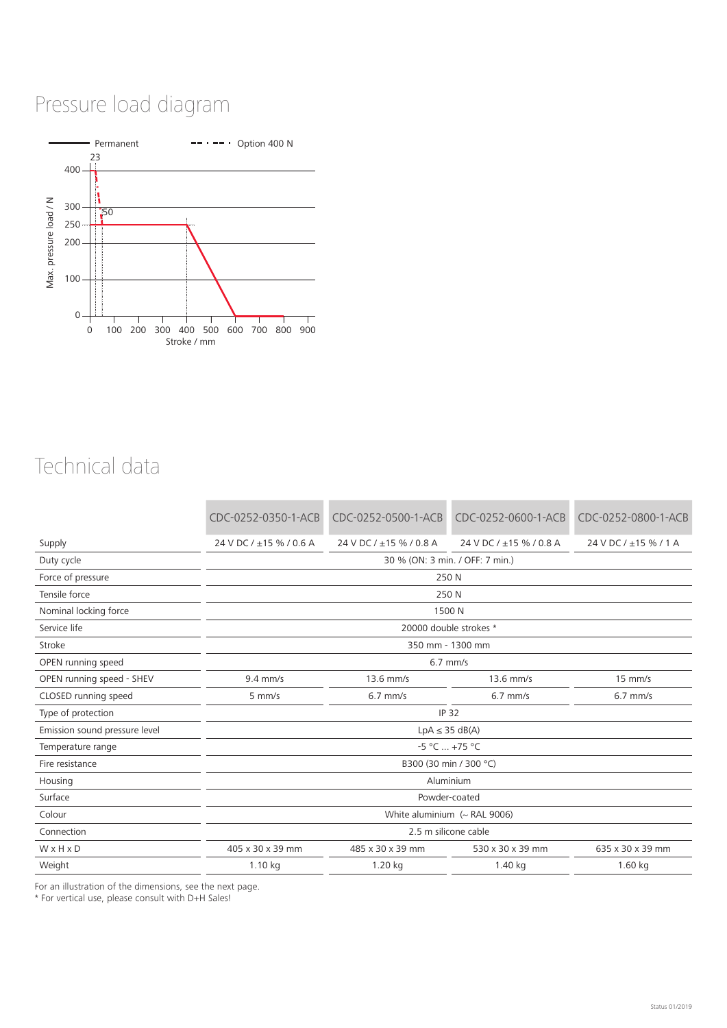# Pressure load diagram

Permanent — Option 400 N

Max. pressure load / N

Stroke / mm

# Technical data

| | CDC-0252-0350-1-ACB | CDC-0252-0500-1-ACB | CDC-0252-0600-1-ACB | CDC-0252-0800-1-ACB |
|---|---|---|---|---|
| Supply | 24 V DC / ±15 % / 0.6 A | 24 V DC / ±15 % / 0.8 A | 24 V DC / ±15 % / 0.8 A | 24 V DC / ±15 % / 1 A |
| Duty cycle | 30 % (ON: 3 min. / OFF: 7 min.) | | | |
| Force of pressure | 250 N | | | |
| Tensile force | 250 N | | | |
| Nominal locking force | 1500 N | | | |
| Service life | 20000 double strokes * | | | |
| Stroke | 350 mm - 1300 mm | | | |
| OPEN running speed | 6.7 mm/s | | | |
| OPEN running speed - SHEV | 9.4 mm/s | 13.6 mm/s | 13.6 mm/s | 15 mm/s |
| CLOSED running speed | 5 mm/s | 6.7 mm/s | 6.7 mm/s | 6.7 mm/s |
| Type of protection | IP 32 | | | |
| Emission sound pressure level | LpA ≤ 35 dB(A) | | | |
| Temperature range | -5 °C ... +75 °C | | | |
| Fire resistance | B300 (30 min / 300 °C) | | | |
| Housing | Aluminium | | | |
| Surface | Powder-coated | | | |
| Colour | White aluminium (~ RAL 9006) | | | |
| Connection | 2.5 m silicone cable | | | |
| W x H x D | 405 x 30 x 39 mm | 485 x 30 x 39 mm | 530 x 30 x 39 mm | 635 x 30 x 39 mm |
| Weight | 1.10 kg | 1.20 kg | 1.40 kg | 1.60 kg |

For an illustration of the dimensions, see the next page.

* For vertical use, please consult with D+H Sales!

Status 01/2019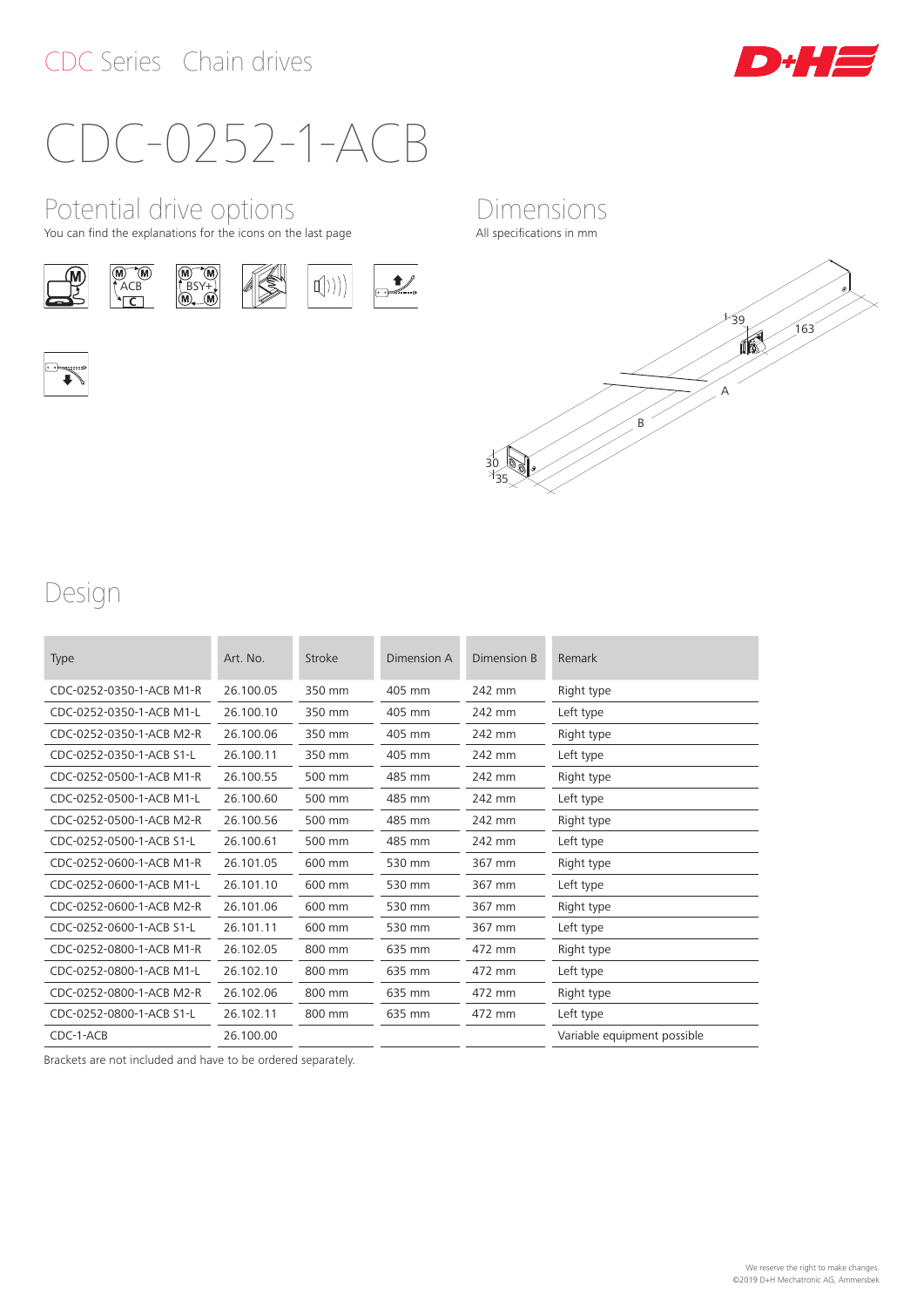CDC Series Chain drives

# CDC-0252-1-ACB

## Potential drive options

You can find the explanations for the icons on the last page

## Dimensions

All specifications in mm

## Design

| Type | Art. No. | Stroke | Dimension A | Dimension B | Remark |
|---|---|---|---|---|---|
| CDC-0252-0350-1-ACB M1-R | 26.100.05 | 350 mm | 405 mm | 242 mm | Right type |
| CDC-0252-0350-1-ACB M1-L | 26.100.10 | 350 mm | 405 mm | 242 mm | Left type |
| CDC-0252-0350-1-ACB M2-R | 26.100.06 | 350 mm | 405 mm | 242 mm | Right type |
| CDC-0252-0350-1-ACB S1-L | 26.100.11 | 350 mm | 405 mm | 242 mm | Left type |
| CDC-0252-0500-1-ACB M1-R | 26.100.55 | 500 mm | 485 mm | 242 mm | Right type |
| CDC-0252-0500-1-ACB M1-L | 26.100.60 | 500 mm | 485 mm | 242 mm | Left type |
| CDC-0252-0500-1-ACB M2-R | 26.100.56 | 500 mm | 485 mm | 242 mm | Right type |
| CDC-0252-0500-1-ACB S1-L | 26.100.61 | 500 mm | 485 mm | 242 mm | Left type |
| CDC-0252-0600-1-ACB M1-R | 26.101.05 | 600 mm | 530 mm | 367 mm | Right type |
| CDC-0252-0600-1-ACB M1-L | 26.101.10 | 600 mm | 530 mm | 367 mm | Left type |
| CDC-0252-0600-1-ACB M2-R | 26.101.06 | 600 mm | 530 mm | 367 mm | Right type |
| CDC-0252-0600-1-ACB S1-L | 26.101.11 | 600 mm | 530 mm | 367 mm | Left type |
| CDC-0252-0800-1-ACB M1-R | 26.102.05 | 800 mm | 635 mm | 472 mm | Right type |
| CDC-0252-0800-1-ACB M1-L | 26.102.10 | 800 mm | 635 mm | 472 mm | Left type |
| CDC-0252-0800-1-ACB M2-R | 26.102.06 | 800 mm | 635 mm | 472 mm | Right type |
| CDC-0252-0800-1-ACB S1-L | 26.102.11 | 800 mm | 635 mm | 472 mm | Left type |
| CDC-1-ACB | 26.100.00 | | | | Variable equipment possible |

Brackets are not included and have to be ordered separately.

We reserve the right to make changes.
©2019 D+H Mechatronic AG, Ammersbek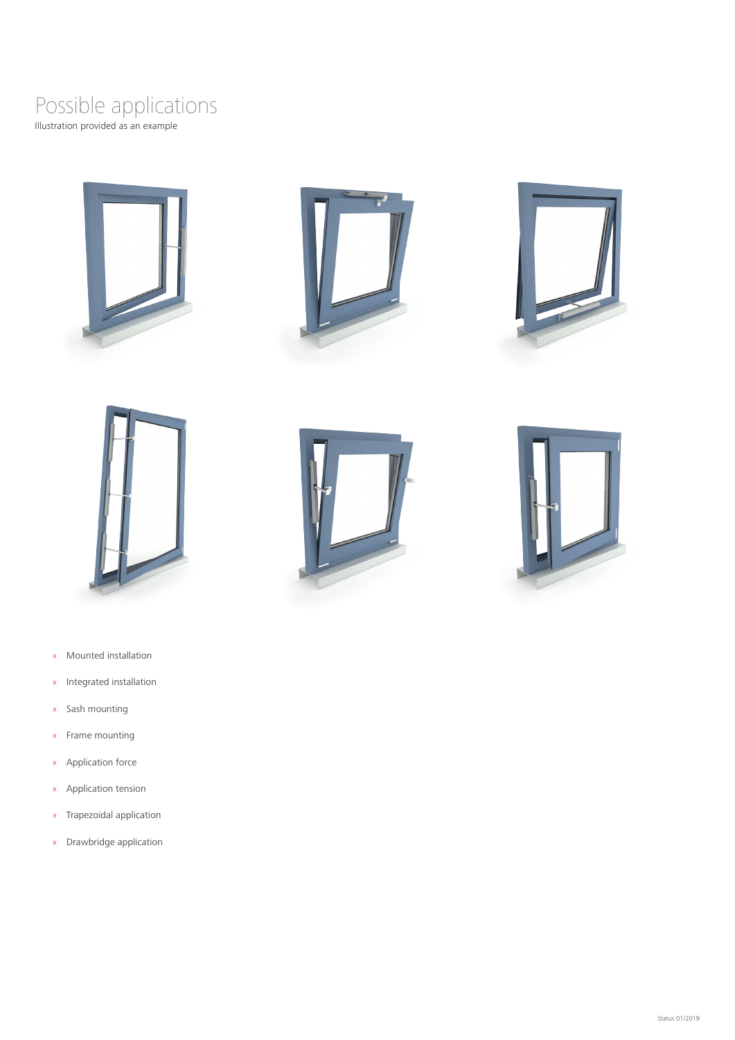# Possible applications

Illustration provided as an example

- Mounted installation
- Integrated installation
- Sash mounting
- Frame mounting
- Application force
- Application tension
- Trapezoidal application
- Drawbridge application

Status 01/2019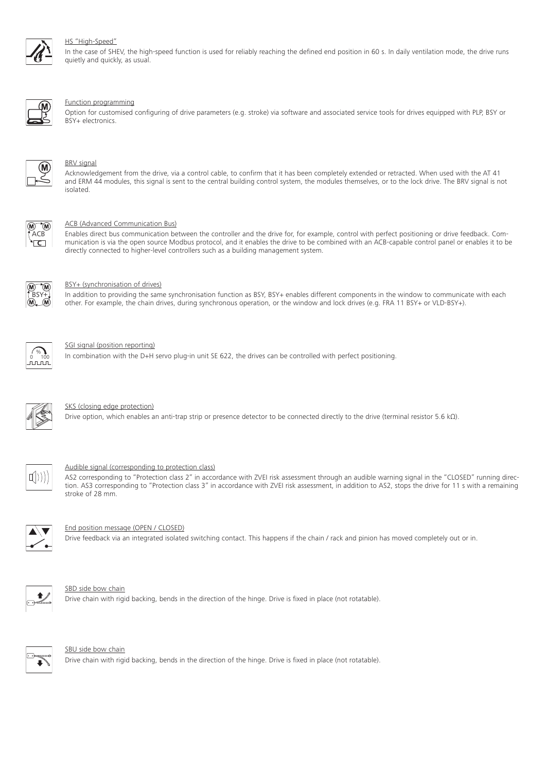HS "High-Speed"

In the case of SHEV, the high-speed function is used for reliably reaching the defined end position in 60 s. In daily ventilation mode, the drive runs quietly and quickly, as usual.

Function programming

Option for customised configuring of drive parameters (e.g. stroke) via software and associated service tools for drives equipped with PLP, BSY or BSY+ electronics.

BRV signal

Acknowledgement from the drive, via a control cable, to confirm that it has been completely extended or retracted. When used with the AT 41 and ERM 44 modules, this signal is sent to the central building control system, the modules themselves, or to the lock drive. The BRV signal is not isolated.

ACB (Advanced Communication Bus)

Enables direct bus communication between the controller and the drive for, for example, control with perfect positioning or drive feedback. Communication is via the open source Modbus protocol, and it enables the drive to be combined with an ACB-capable control panel or enables it to be directly connected to higher-level controllers such as a building management system.

BSY+ (synchronisation of drives)

In addition to providing the same synchronisation function as BSY, BSY+ enables different components in the window to communicate with each other. For example, the chain drives, during synchronous operation, or the window and lock drives (e.g. FRA 11 BSY+ or VLD-BSY+).

SGI signal (position reporting)

In combination with the D+H servo plug-in unit SE 622, the drives can be controlled with perfect positioning.

SKS (closing edge protection)

Drive option, which enables an anti-trap strip or presence detector to be connected directly to the drive (terminal resistor 5.6 kΩ).

Audible signal (corresponding to protection class)

AS2 corresponding to "Protection class 2" in accordance with ZVEI risk assessment through an audible warning signal in the "CLOSED" running direction. AS3 corresponding to "Protection class 3" in accordance with ZVEI risk assessment, in addition to AS2, stops the drive for 11 s with a remaining stroke of 28 mm.

End position message (OPEN / CLOSED)

Drive feedback via an integrated isolated switching contact. This happens if the chain / rack and pinion has moved completely out or in.

SBD side bow chain

Drive chain with rigid backing, bends in the direction of the hinge. Drive is fixed in place (not rotatable).

SBU side bow chain

Drive chain with rigid backing, bends in the direction of the hinge. Drive is fixed in place (not rotatable).